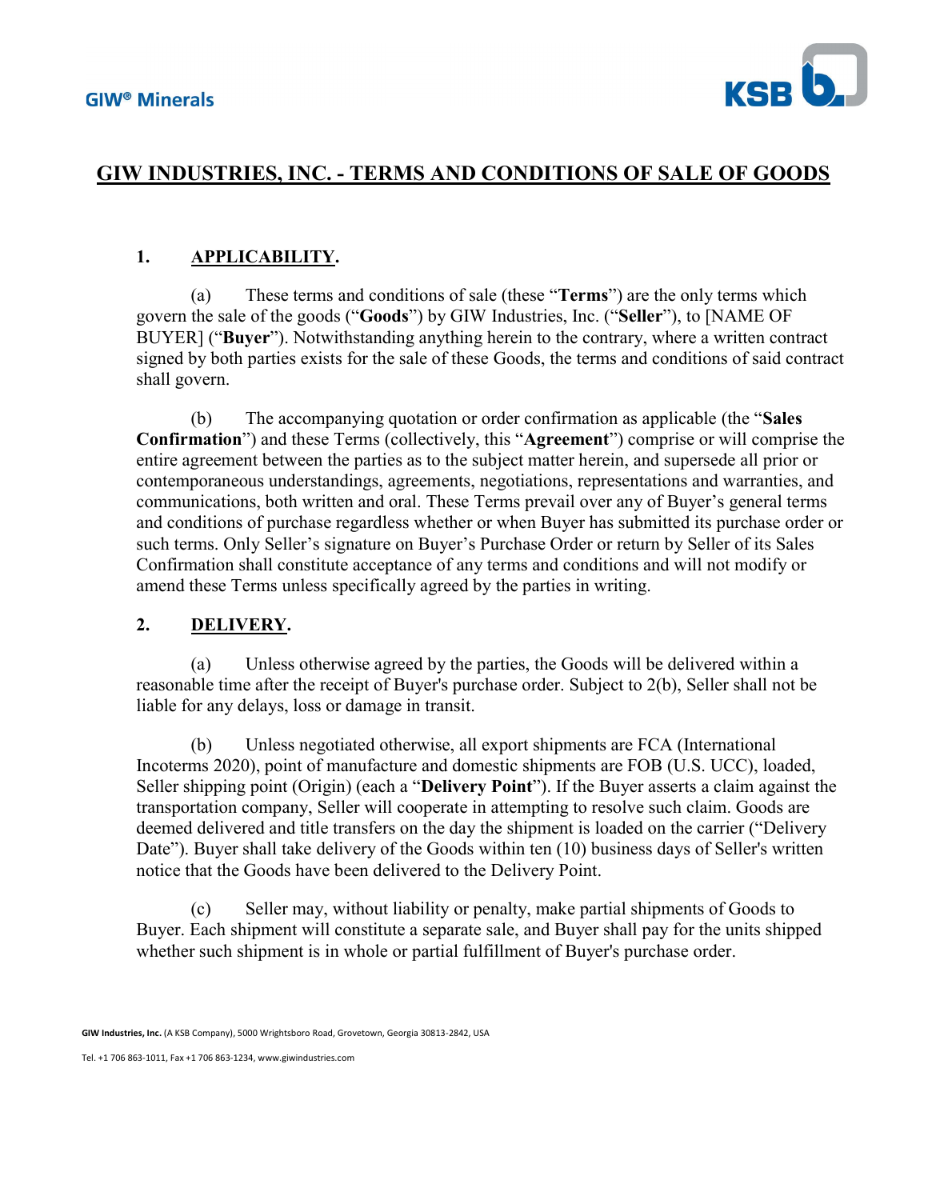GIW® Minerals

# GIW INDUSTRIES, INC. - TERMS AND CONDITIONS OF SALE OF GOODS

## 1. APPLICABILITY.

(a) These terms and conditions of sale (these "**Terms**") are the only terms which govern the sale of the goods ("**Goods**") by GIW Industries, Inc. ("**Seller**"), to [NAME OF BUYER] ("**Buyer**"). Notwithstanding anything herein to the contrary, where a written contract signed by both parties exists for the sale of these Goods, the terms and conditions of said contract shall govern.

(b) The accompanying quotation or order confirmation as applicable (the "**Sales Confirmation**") and these Terms (collectively, this "**Agreement**") comprise or will comprise the entire agreement between the parties as to the subject matter herein, and supersede all prior or contemporaneous understandings, agreements, negotiations, representations and warranties, and communications, both written and oral. These Terms prevail over any of Buyer's general terms and conditions of purchase regardless whether or when Buyer has submitted its purchase order or such terms. Only Seller's signature on Buyer's Purchase Order or return by Seller of its Sales Confirmation shall constitute acceptance of any terms and conditions and will not modify or amend these Terms unless specifically agreed by the parties in writing.

## 2. DELIVERY.

(a) Unless otherwise agreed by the parties, the Goods will be delivered within a reasonable time after the receipt of Buyer's purchase order. Subject to 2(b), Seller shall not be liable for any delays, loss or damage in transit.

(b) Unless negotiated otherwise, all export shipments are FCA (International Incoterms 2020), point of manufacture and domestic shipments are FOB (U.S. UCC), loaded, Seller shipping point (Origin) (each a "**Delivery Point**"). If the Buyer asserts a claim against the transportation company, Seller will cooperate in attempting to resolve such claim. Goods are deemed delivered and title transfers on the day the shipment is loaded on the carrier ("Delivery Date"). Buyer shall take delivery of the Goods within ten (10) business days of Seller's written notice that the Goods have been delivered to the Delivery Point.

(c) Seller may, without liability or penalty, make partial shipments of Goods to Buyer. Each shipment will constitute a separate sale, and Buyer shall pay for the units shipped whether such shipment is in whole or partial fulfillment of Buyer's purchase order.

**GIW Industries, Inc.** (A KSB Company), 5000 Wrightsboro Road, Grovetown, Georgia 30813-2842, USA

Tel. +1 706 863-1011, Fax +1 706 863-1234, www.giwindustries.com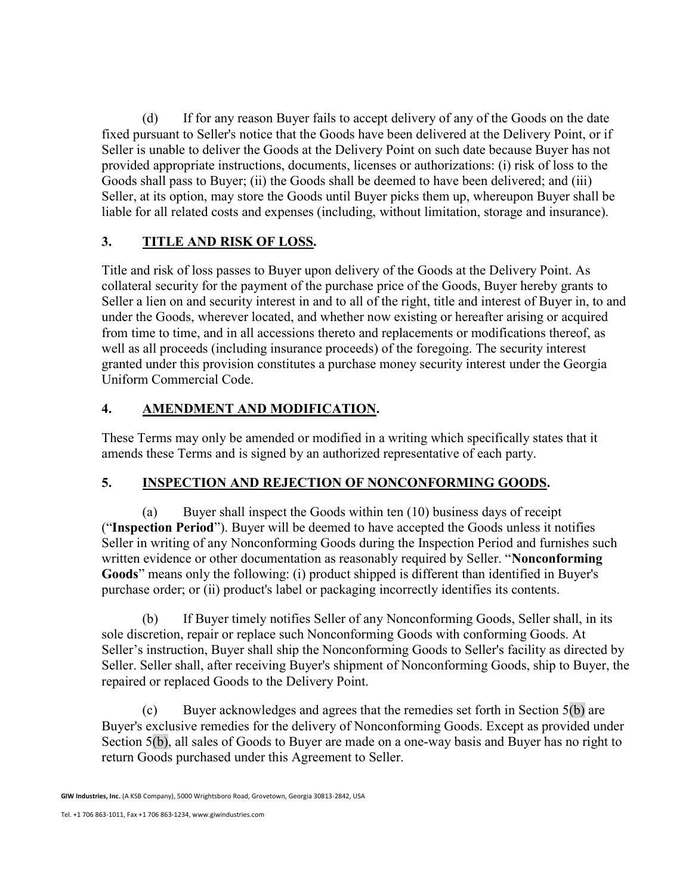(d) If for any reason Buyer fails to accept delivery of any of the Goods on the date fixed pursuant to Seller's notice that the Goods have been delivered at the Delivery Point, or if Seller is unable to deliver the Goods at the Delivery Point on such date because Buyer has not provided appropriate instructions, documents, licenses or authorizations: (i) risk of loss to the Goods shall pass to Buyer; (ii) the Goods shall be deemed to have been delivered; and (iii) Seller, at its option, may store the Goods until Buyer picks them up, whereupon Buyer shall be liable for all related costs and expenses (including, without limitation, storage and insurance).

## 3. <u>TITLE AND RISK OF LOSS</u>.

Title and risk of loss passes to Buyer upon delivery of the Goods at the Delivery Point. As collateral security for the payment of the purchase price of the Goods, Buyer hereby grants to Seller a lien on and security interest in and to all of the right, title and interest of Buyer in, to and under the Goods, wherever located, and whether now existing or hereafter arising or acquired from time to time, and in all accessions thereto and replacements or modifications thereof, as well as all proceeds (including insurance proceeds) of the foregoing. The security interest granted under this provision constitutes a purchase money security interest under the Georgia Uniform Commercial Code.

## 4. <u>AMENDMENT AND MODIFICATION</u>.

These Terms may only be amended or modified in a writing which specifically states that it amends these Terms and is signed by an authorized representative of each party.

## 5. <u>INSPECTION AND REJECTION OF NONCONFORMING GOODS</u>.

(a) Buyer shall inspect the Goods within ten (10) business days of receipt ("**Inspection Period**"). Buyer will be deemed to have accepted the Goods unless it notifies Seller in writing of any Nonconforming Goods during the Inspection Period and furnishes such written evidence or other documentation as reasonably required by Seller. "**Nonconforming Goods**" means only the following: (i) product shipped is different than identified in Buyer's purchase order; or (ii) product's label or packaging incorrectly identifies its contents.

(b) If Buyer timely notifies Seller of any Nonconforming Goods, Seller shall, in its sole discretion, repair or replace such Nonconforming Goods with conforming Goods. At Seller's instruction, Buyer shall ship the Nonconforming Goods to Seller's facility as directed by Seller. Seller shall, after receiving Buyer's shipment of Nonconforming Goods, ship to Buyer, the repaired or replaced Goods to the Delivery Point.

(c) Buyer acknowledges and agrees that the remedies set forth in Section 5(b) are Buyer's exclusive remedies for the delivery of Nonconforming Goods. Except as provided under Section 5(b), all sales of Goods to Buyer are made on a one-way basis and Buyer has no right to return Goods purchased under this Agreement to Seller.

**GIW Industries, Inc.** (A KSB Company), 5000 Wrightsboro Road, Grovetown, Georgia 30813-2842, USA

Tel. +1 706 863-1011, Fax +1 706 863-1234, www.giwindustries.com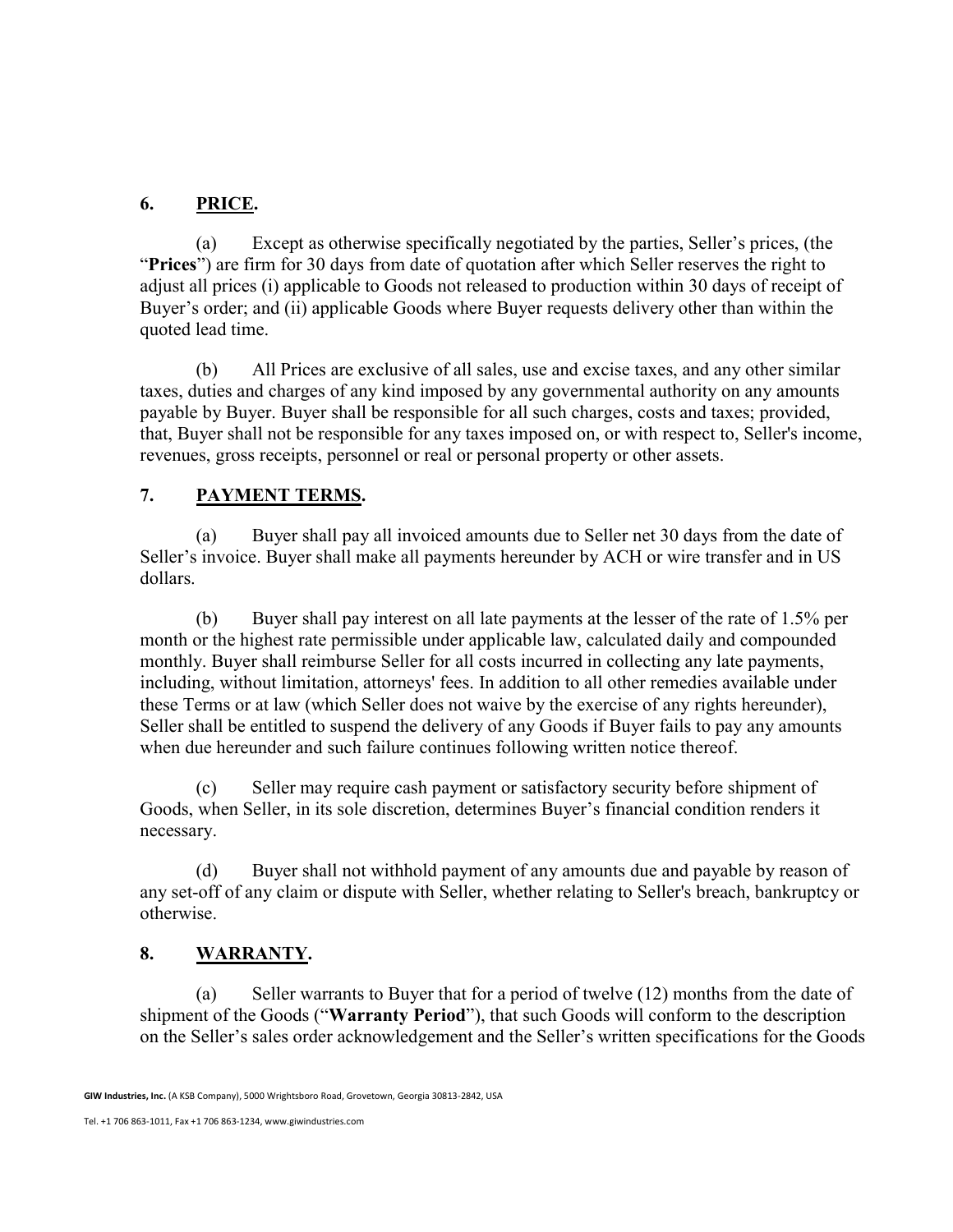## 6. PRICE.

(a) Except as otherwise specifically negotiated by the parties, Seller's prices, (the "**Prices**") are firm for 30 days from date of quotation after which Seller reserves the right to adjust all prices (i) applicable to Goods not released to production within 30 days of receipt of Buyer's order; and (ii) applicable Goods where Buyer requests delivery other than within the quoted lead time.

(b) All Prices are exclusive of all sales, use and excise taxes, and any other similar taxes, duties and charges of any kind imposed by any governmental authority on any amounts payable by Buyer. Buyer shall be responsible for all such charges, costs and taxes; provided, that, Buyer shall not be responsible for any taxes imposed on, or with respect to, Seller's income, revenues, gross receipts, personnel or real or personal property or other assets.

## 7. PAYMENT TERMS.

(a) Buyer shall pay all invoiced amounts due to Seller net 30 days from the date of Seller's invoice. Buyer shall make all payments hereunder by ACH or wire transfer and in US dollars.

(b) Buyer shall pay interest on all late payments at the lesser of the rate of 1.5% per month or the highest rate permissible under applicable law, calculated daily and compounded monthly. Buyer shall reimburse Seller for all costs incurred in collecting any late payments, including, without limitation, attorneys' fees. In addition to all other remedies available under these Terms or at law (which Seller does not waive by the exercise of any rights hereunder), Seller shall be entitled to suspend the delivery of any Goods if Buyer fails to pay any amounts when due hereunder and such failure continues following written notice thereof.

(c) Seller may require cash payment or satisfactory security before shipment of Goods, when Seller, in its sole discretion, determines Buyer's financial condition renders it necessary.

(d) Buyer shall not withhold payment of any amounts due and payable by reason of any set-off of any claim or dispute with Seller, whether relating to Seller's breach, bankruptcy or otherwise.

## 8. WARRANTY.

(a) Seller warrants to Buyer that for a period of twelve (12) months from the date of shipment of the Goods ("**Warranty Period**"), that such Goods will conform to the description on the Seller's sales order acknowledgement and the Seller's written specifications for the Goods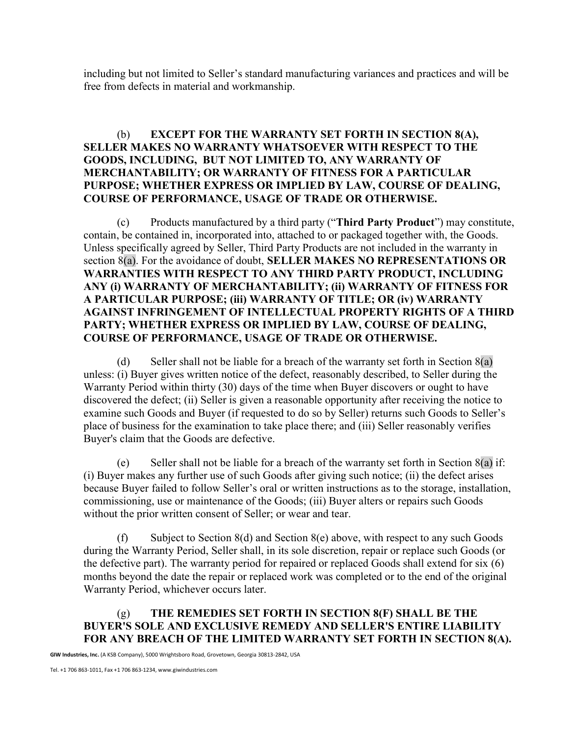including but not limited to Seller's standard manufacturing variances and practices and will be free from defects in material and workmanship.

(b) **EXCEPT FOR THE WARRANTY SET FORTH IN SECTION 8(A), SELLER MAKES NO WARRANTY WHATSOEVER WITH RESPECT TO THE GOODS, INCLUDING, BUT NOT LIMITED TO, ANY WARRANTY OF MERCHANTABILITY; OR WARRANTY OF FITNESS FOR A PARTICULAR PURPOSE; WHETHER EXPRESS OR IMPLIED BY LAW, COURSE OF DEALING, COURSE OF PERFORMANCE, USAGE OF TRADE OR OTHERWISE.**

(c) Products manufactured by a third party ("**Third Party Product**") may constitute, contain, be contained in, incorporated into, attached to or packaged together with, the Goods. Unless specifically agreed by Seller, Third Party Products are not included in the warranty in section 8(a). For the avoidance of doubt, **SELLER MAKES NO REPRESENTATIONS OR WARRANTIES WITH RESPECT TO ANY THIRD PARTY PRODUCT, INCLUDING ANY (i) WARRANTY OF MERCHANTABILITY; (ii) WARRANTY OF FITNESS FOR A PARTICULAR PURPOSE; (iii) WARRANTY OF TITLE; OR (iv) WARRANTY AGAINST INFRINGEMENT OF INTELLECTUAL PROPERTY RIGHTS OF A THIRD PARTY; WHETHER EXPRESS OR IMPLIED BY LAW, COURSE OF DEALING, COURSE OF PERFORMANCE, USAGE OF TRADE OR OTHERWISE.**

(d) Seller shall not be liable for a breach of the warranty set forth in Section 8(a) unless: (i) Buyer gives written notice of the defect, reasonably described, to Seller during the Warranty Period within thirty (30) days of the time when Buyer discovers or ought to have discovered the defect; (ii) Seller is given a reasonable opportunity after receiving the notice to examine such Goods and Buyer (if requested to do so by Seller) returns such Goods to Seller's place of business for the examination to take place there; and (iii) Seller reasonably verifies Buyer's claim that the Goods are defective.

(e) Seller shall not be liable for a breach of the warranty set forth in Section 8(a) if: (i) Buyer makes any further use of such Goods after giving such notice; (ii) the defect arises because Buyer failed to follow Seller's oral or written instructions as to the storage, installation, commissioning, use or maintenance of the Goods; (iii) Buyer alters or repairs such Goods without the prior written consent of Seller; or wear and tear.

(f) Subject to Section 8(d) and Section 8(e) above, with respect to any such Goods during the Warranty Period, Seller shall, in its sole discretion, repair or replace such Goods (or the defective part). The warranty period for repaired or replaced Goods shall extend for six (6) months beyond the date the repair or replaced work was completed or to the end of the original Warranty Period, whichever occurs later.

(g) **THE REMEDIES SET FORTH IN SECTION 8(F) SHALL BE THE BUYER'S SOLE AND EXCLUSIVE REMEDY AND SELLER'S ENTIRE LIABILITY FOR ANY BREACH OF THE LIMITED WARRANTY SET FORTH IN SECTION 8(A).**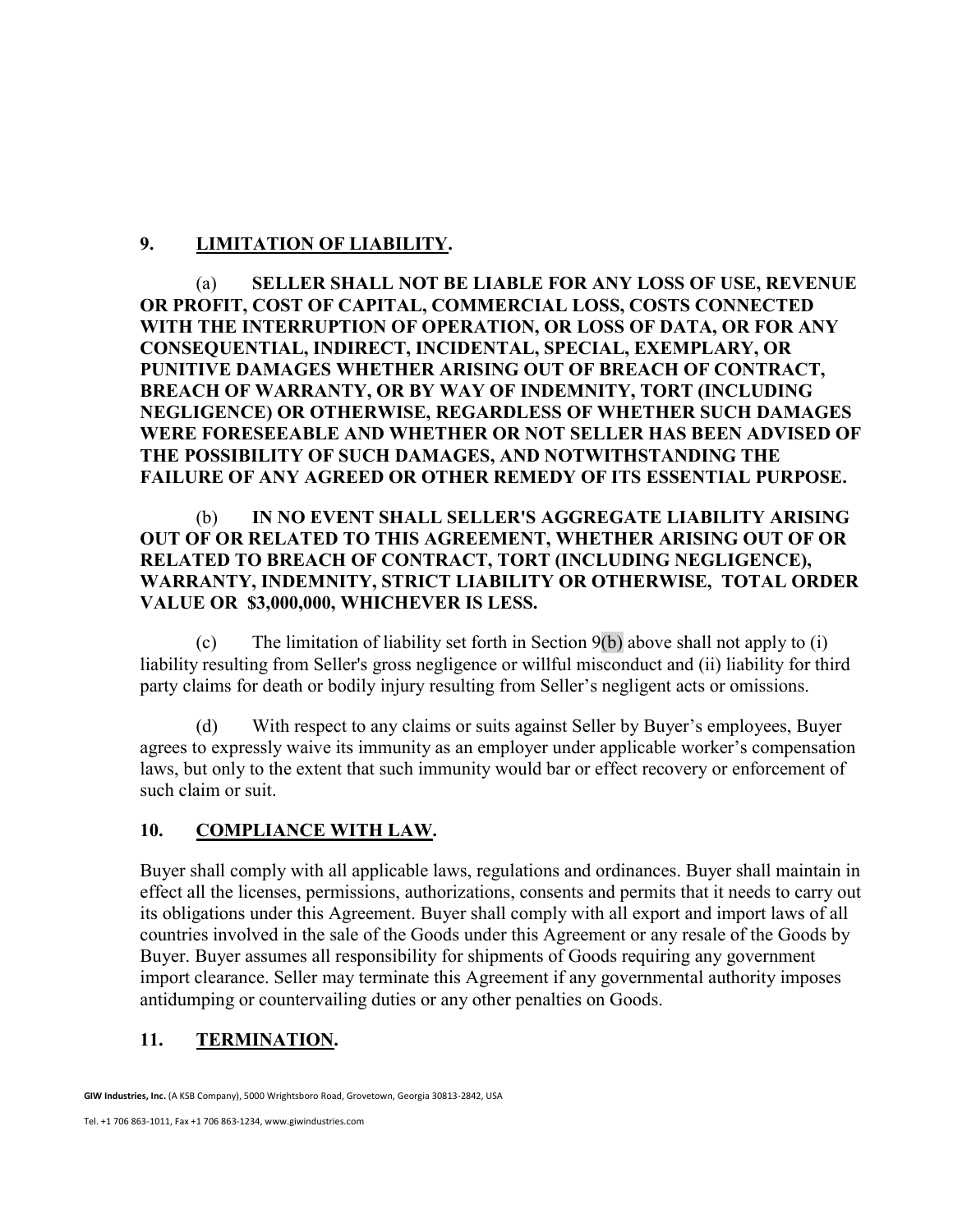## 9. LIMITATION OF LIABILITY.

(a) **SELLER SHALL NOT BE LIABLE FOR ANY LOSS OF USE, REVENUE OR PROFIT, COST OF CAPITAL, COMMERCIAL LOSS, COSTS CONNECTED WITH THE INTERRUPTION OF OPERATION, OR LOSS OF DATA, OR FOR ANY CONSEQUENTIAL, INDIRECT, INCIDENTAL, SPECIAL, EXEMPLARY, OR PUNITIVE DAMAGES WHETHER ARISING OUT OF BREACH OF CONTRACT, BREACH OF WARRANTY, OR BY WAY OF INDEMNITY, TORT (INCLUDING NEGLIGENCE) OR OTHERWISE, REGARDLESS OF WHETHER SUCH DAMAGES WERE FORESEEABLE AND WHETHER OR NOT SELLER HAS BEEN ADVISED OF THE POSSIBILITY OF SUCH DAMAGES, AND NOTWITHSTANDING THE FAILURE OF ANY AGREED OR OTHER REMEDY OF ITS ESSENTIAL PURPOSE.**

(b) **IN NO EVENT SHALL SELLER'S AGGREGATE LIABILITY ARISING OUT OF OR RELATED TO THIS AGREEMENT, WHETHER ARISING OUT OF OR RELATED TO BREACH OF CONTRACT, TORT (INCLUDING NEGLIGENCE), WARRANTY, INDEMNITY, STRICT LIABILITY OR OTHERWISE, TOTAL ORDER VALUE OR $3,000,000, WHICHEVER IS LESS.**

(c) The limitation of liability set forth in Section 9(b) above shall not apply to (i) liability resulting from Seller's gross negligence or willful misconduct and (ii) liability for third party claims for death or bodily injury resulting from Seller's negligent acts or omissions.

(d) With respect to any claims or suits against Seller by Buyer's employees, Buyer agrees to expressly waive its immunity as an employer under applicable worker's compensation laws, but only to the extent that such immunity would bar or effect recovery or enforcement of such claim or suit.

## 10. COMPLIANCE WITH LAW.

Buyer shall comply with all applicable laws, regulations and ordinances. Buyer shall maintain in effect all the licenses, permissions, authorizations, consents and permits that it needs to carry out its obligations under this Agreement. Buyer shall comply with all export and import laws of all countries involved in the sale of the Goods under this Agreement or any resale of the Goods by Buyer. Buyer assumes all responsibility for shipments of Goods requiring any government import clearance. Seller may terminate this Agreement if any governmental authority imposes antidumping or countervailing duties or any other penalties on Goods.

## 11. TERMINATION.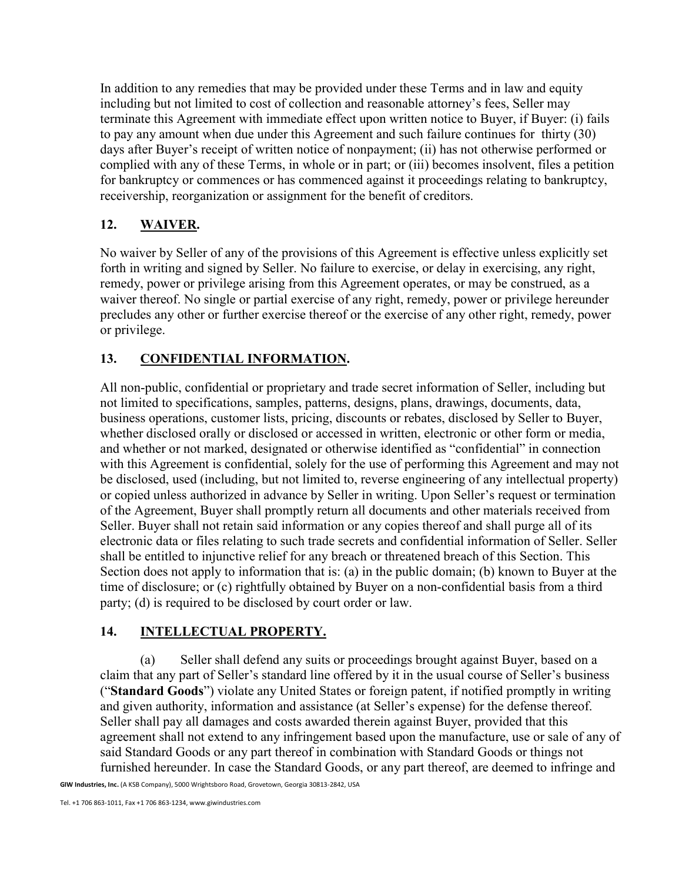In addition to any remedies that may be provided under these Terms and in law and equity including but not limited to cost of collection and reasonable attorney's fees, Seller may terminate this Agreement with immediate effect upon written notice to Buyer, if Buyer: (i) fails to pay any amount when due under this Agreement and such failure continues for thirty (30) days after Buyer's receipt of written notice of nonpayment; (ii) has not otherwise performed or complied with any of these Terms, in whole or in part; or (iii) becomes insolvent, files a petition for bankruptcy or commences or has commenced against it proceedings relating to bankruptcy, receivership, reorganization or assignment for the benefit of creditors.

## 12. WAIVER.

No waiver by Seller of any of the provisions of this Agreement is effective unless explicitly set forth in writing and signed by Seller. No failure to exercise, or delay in exercising, any right, remedy, power or privilege arising from this Agreement operates, or may be construed, as a waiver thereof. No single or partial exercise of any right, remedy, power or privilege hereunder precludes any other or further exercise thereof or the exercise of any other right, remedy, power or privilege.

## 13. CONFIDENTIAL INFORMATION.

All non-public, confidential or proprietary and trade secret information of Seller, including but not limited to specifications, samples, patterns, designs, plans, drawings, documents, data, business operations, customer lists, pricing, discounts or rebates, disclosed by Seller to Buyer, whether disclosed orally or disclosed or accessed in written, electronic or other form or media, and whether or not marked, designated or otherwise identified as "confidential" in connection with this Agreement is confidential, solely for the use of performing this Agreement and may not be disclosed, used (including, but not limited to, reverse engineering of any intellectual property) or copied unless authorized in advance by Seller in writing. Upon Seller's request or termination of the Agreement, Buyer shall promptly return all documents and other materials received from Seller. Buyer shall not retain said information or any copies thereof and shall purge all of its electronic data or files relating to such trade secrets and confidential information of Seller. Seller shall be entitled to injunctive relief for any breach or threatened breach of this Section. This Section does not apply to information that is: (a) in the public domain; (b) known to Buyer at the time of disclosure; or (c) rightfully obtained by Buyer on a non-confidential basis from a third party; (d) is required to be disclosed by court order or law.

## 14. INTELLECTUAL PROPERTY.

(a) Seller shall defend any suits or proceedings brought against Buyer, based on a claim that any part of Seller's standard line offered by it in the usual course of Seller's business ("**Standard Goods**") violate any United States or foreign patent, if notified promptly in writing and given authority, information and assistance (at Seller's expense) for the defense thereof. Seller shall pay all damages and costs awarded therein against Buyer, provided that this agreement shall not extend to any infringement based upon the manufacture, use or sale of any of said Standard Goods or any part thereof in combination with Standard Goods or things not furnished hereunder. In case the Standard Goods, or any part thereof, are deemed to infringe and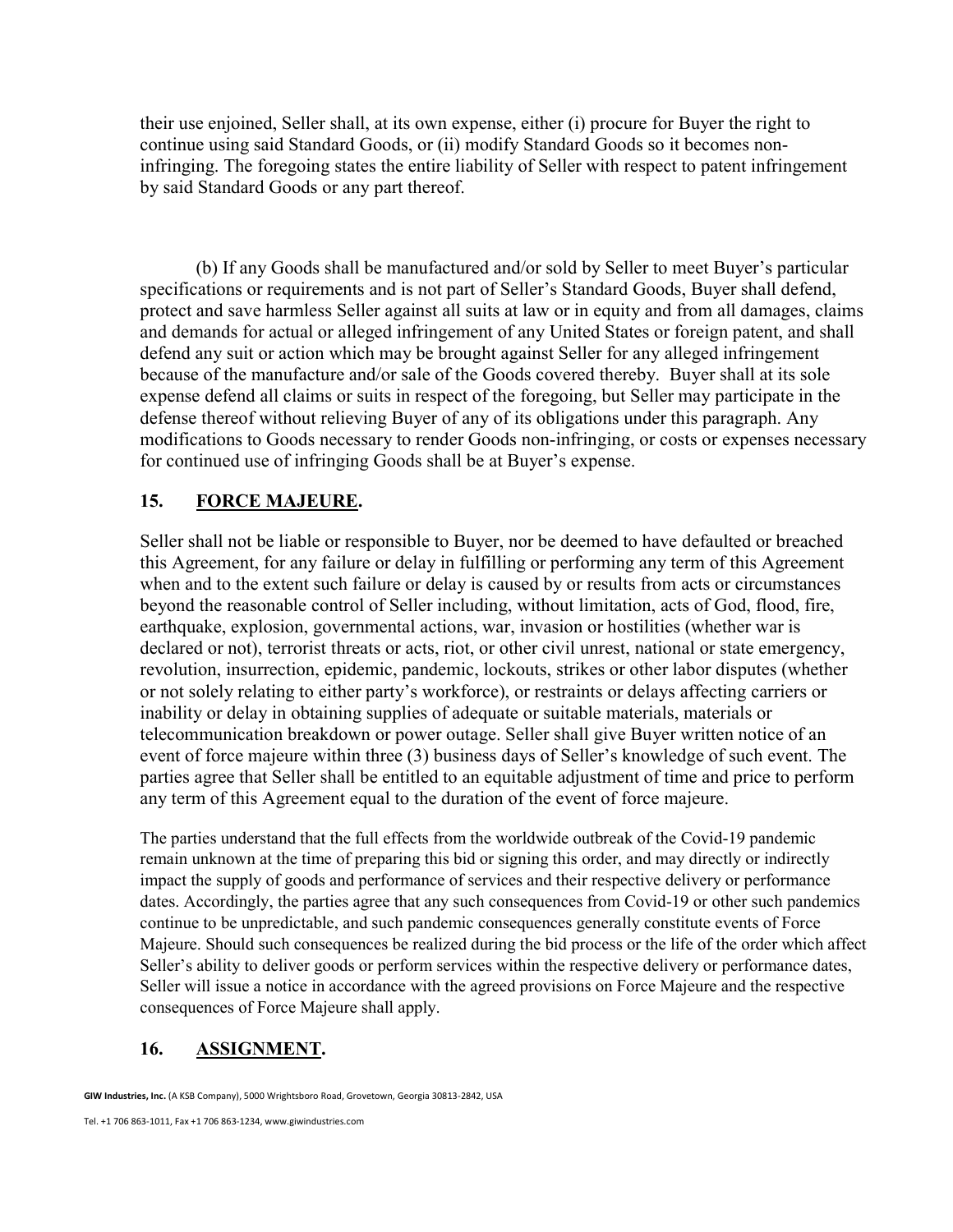their use enjoined, Seller shall, at its own expense, either (i) procure for Buyer the right to continue using said Standard Goods, or (ii) modify Standard Goods so it becomes non-infringing. The foregoing states the entire liability of Seller with respect to patent infringement by said Standard Goods or any part thereof.

(b) If any Goods shall be manufactured and/or sold by Seller to meet Buyer's particular specifications or requirements and is not part of Seller's Standard Goods, Buyer shall defend, protect and save harmless Seller against all suits at law or in equity and from all damages, claims and demands for actual or alleged infringement of any United States or foreign patent, and shall defend any suit or action which may be brought against Seller for any alleged infringement because of the manufacture and/or sale of the Goods covered thereby. Buyer shall at its sole expense defend all claims or suits in respect of the foregoing, but Seller may participate in the defense thereof without relieving Buyer of any of its obligations under this paragraph. Any modifications to Goods necessary to render Goods non-infringing, or costs or expenses necessary for continued use of infringing Goods shall be at Buyer's expense.

## 15. FORCE MAJEURE.

Seller shall not be liable or responsible to Buyer, nor be deemed to have defaulted or breached this Agreement, for any failure or delay in fulfilling or performing any term of this Agreement when and to the extent such failure or delay is caused by or results from acts or circumstances beyond the reasonable control of Seller including, without limitation, acts of God, flood, fire, earthquake, explosion, governmental actions, war, invasion or hostilities (whether war is declared or not), terrorist threats or acts, riot, or other civil unrest, national or state emergency, revolution, insurrection, epidemic, pandemic, lockouts, strikes or other labor disputes (whether or not solely relating to either party's workforce), or restraints or delays affecting carriers or inability or delay in obtaining supplies of adequate or suitable materials, materials or telecommunication breakdown or power outage. Seller shall give Buyer written notice of an event of force majeure within three (3) business days of Seller's knowledge of such event. The parties agree that Seller shall be entitled to an equitable adjustment of time and price to perform any term of this Agreement equal to the duration of the event of force majeure.

The parties understand that the full effects from the worldwide outbreak of the Covid-19 pandemic remain unknown at the time of preparing this bid or signing this order, and may directly or indirectly impact the supply of goods and performance of services and their respective delivery or performance dates. Accordingly, the parties agree that any such consequences from Covid-19 or other such pandemics continue to be unpredictable, and such pandemic consequences generally constitute events of Force Majeure. Should such consequences be realized during the bid process or the life of the order which affect Seller's ability to deliver goods or perform services within the respective delivery or performance dates, Seller will issue a notice in accordance with the agreed provisions on Force Majeure and the respective consequences of Force Majeure shall apply.

## 16. ASSIGNMENT.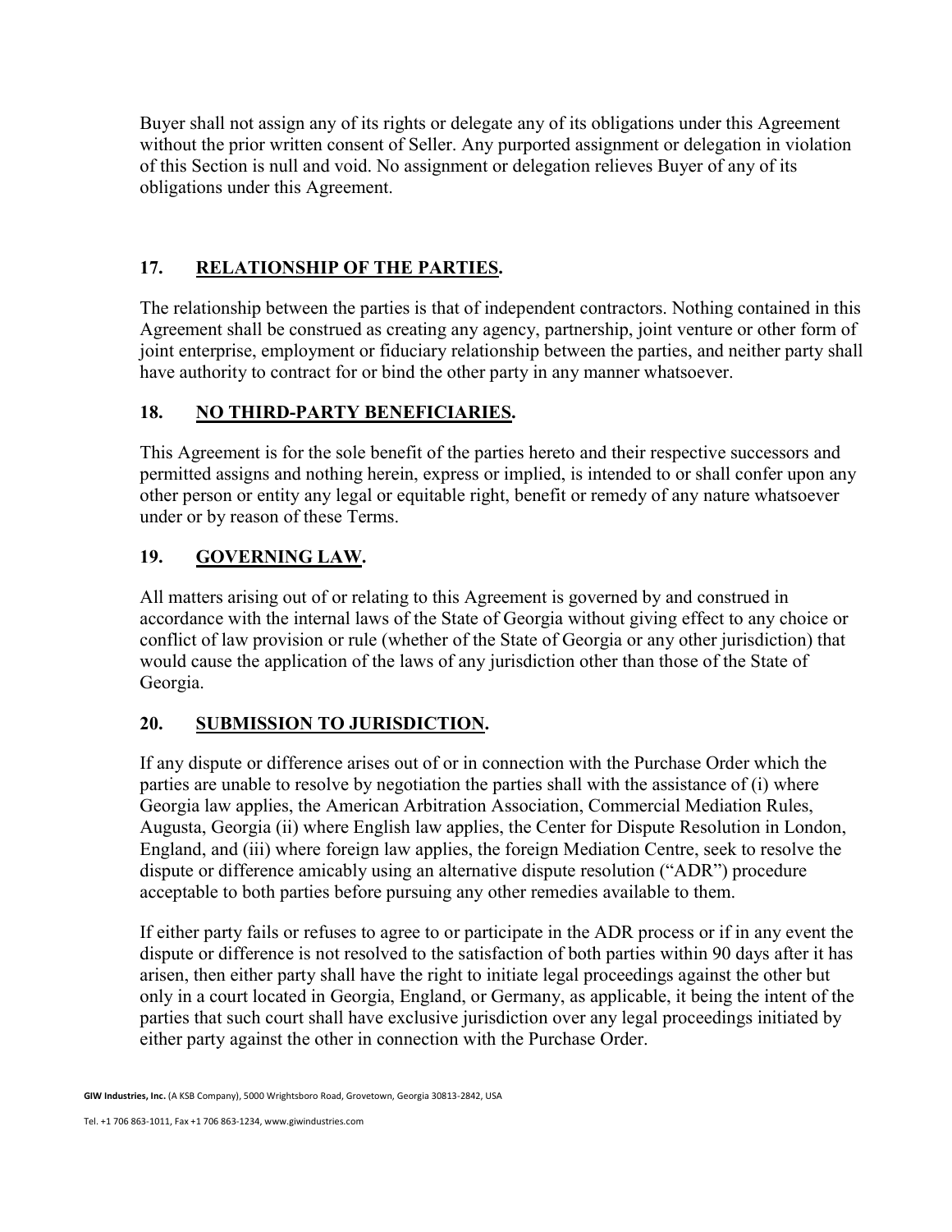Buyer shall not assign any of its rights or delegate any of its obligations under this Agreement without the prior written consent of Seller. Any purported assignment or delegation in violation of this Section is null and void. No assignment or delegation relieves Buyer of any of its obligations under this Agreement.

## 17. RELATIONSHIP OF THE PARTIES.

The relationship between the parties is that of independent contractors. Nothing contained in this Agreement shall be construed as creating any agency, partnership, joint venture or other form of joint enterprise, employment or fiduciary relationship between the parties, and neither party shall have authority to contract for or bind the other party in any manner whatsoever.

## 18. NO THIRD-PARTY BENEFICIARIES.

This Agreement is for the sole benefit of the parties hereto and their respective successors and permitted assigns and nothing herein, express or implied, is intended to or shall confer upon any other person or entity any legal or equitable right, benefit or remedy of any nature whatsoever under or by reason of these Terms.

## 19. GOVERNING LAW.

All matters arising out of or relating to this Agreement is governed by and construed in accordance with the internal laws of the State of Georgia without giving effect to any choice or conflict of law provision or rule (whether of the State of Georgia or any other jurisdiction) that would cause the application of the laws of any jurisdiction other than those of the State of Georgia.

## 20. SUBMISSION TO JURISDICTION.

If any dispute or difference arises out of or in connection with the Purchase Order which the parties are unable to resolve by negotiation the parties shall with the assistance of (i) where Georgia law applies, the American Arbitration Association, Commercial Mediation Rules, Augusta, Georgia (ii) where English law applies, the Center for Dispute Resolution in London, England, and (iii) where foreign law applies, the foreign Mediation Centre, seek to resolve the dispute or difference amicably using an alternative dispute resolution ("ADR") procedure acceptable to both parties before pursuing any other remedies available to them.

If either party fails or refuses to agree to or participate in the ADR process or if in any event the dispute or difference is not resolved to the satisfaction of both parties within 90 days after it has arisen, then either party shall have the right to initiate legal proceedings against the other but only in a court located in Georgia, England, or Germany, as applicable, it being the intent of the parties that such court shall have exclusive jurisdiction over any legal proceedings initiated by either party against the other in connection with the Purchase Order.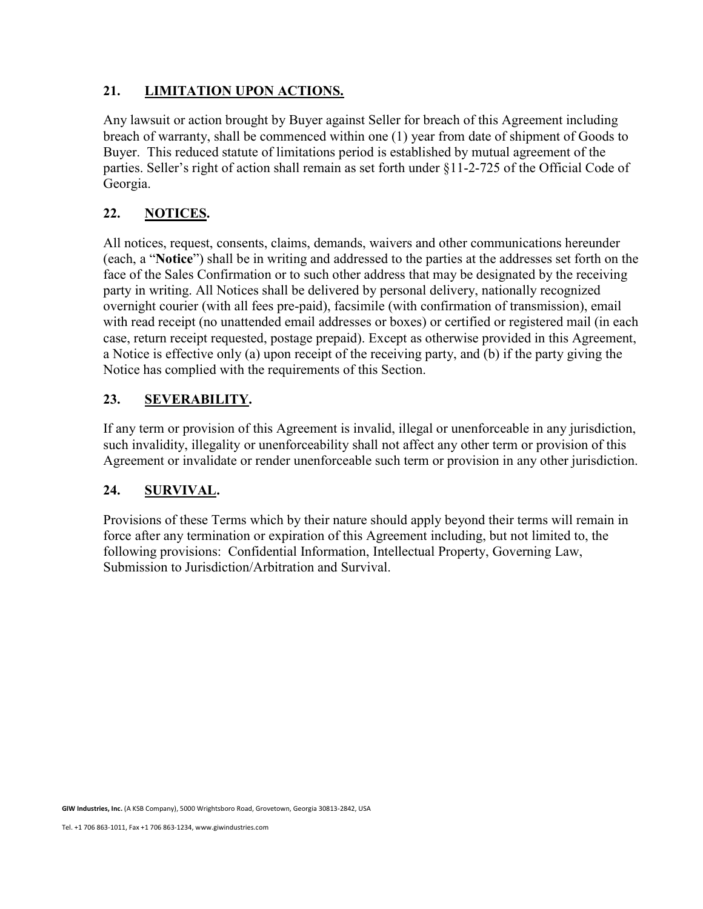## 21. LIMITATION UPON ACTIONS.

Any lawsuit or action brought by Buyer against Seller for breach of this Agreement including breach of warranty, shall be commenced within one (1) year from date of shipment of Goods to Buyer. This reduced statute of limitations period is established by mutual agreement of the parties. Seller's right of action shall remain as set forth under §11-2-725 of the Official Code of Georgia.

## 22. NOTICES.

All notices, request, consents, claims, demands, waivers and other communications hereunder (each, a "**Notice**") shall be in writing and addressed to the parties at the addresses set forth on the face of the Sales Confirmation or to such other address that may be designated by the receiving party in writing. All Notices shall be delivered by personal delivery, nationally recognized overnight courier (with all fees pre-paid), facsimile (with confirmation of transmission), email with read receipt (no unattended email addresses or boxes) or certified or registered mail (in each case, return receipt requested, postage prepaid). Except as otherwise provided in this Agreement, a Notice is effective only (a) upon receipt of the receiving party, and (b) if the party giving the Notice has complied with the requirements of this Section.

## 23. SEVERABILITY.

If any term or provision of this Agreement is invalid, illegal or unenforceable in any jurisdiction, such invalidity, illegality or unenforceability shall not affect any other term or provision of this Agreement or invalidate or render unenforceable such term or provision in any other jurisdiction.

## 24. SURVIVAL.

Provisions of these Terms which by their nature should apply beyond their terms will remain in force after any termination or expiration of this Agreement including, but not limited to, the following provisions: Confidential Information, Intellectual Property, Governing Law, Submission to Jurisdiction/Arbitration and Survival.